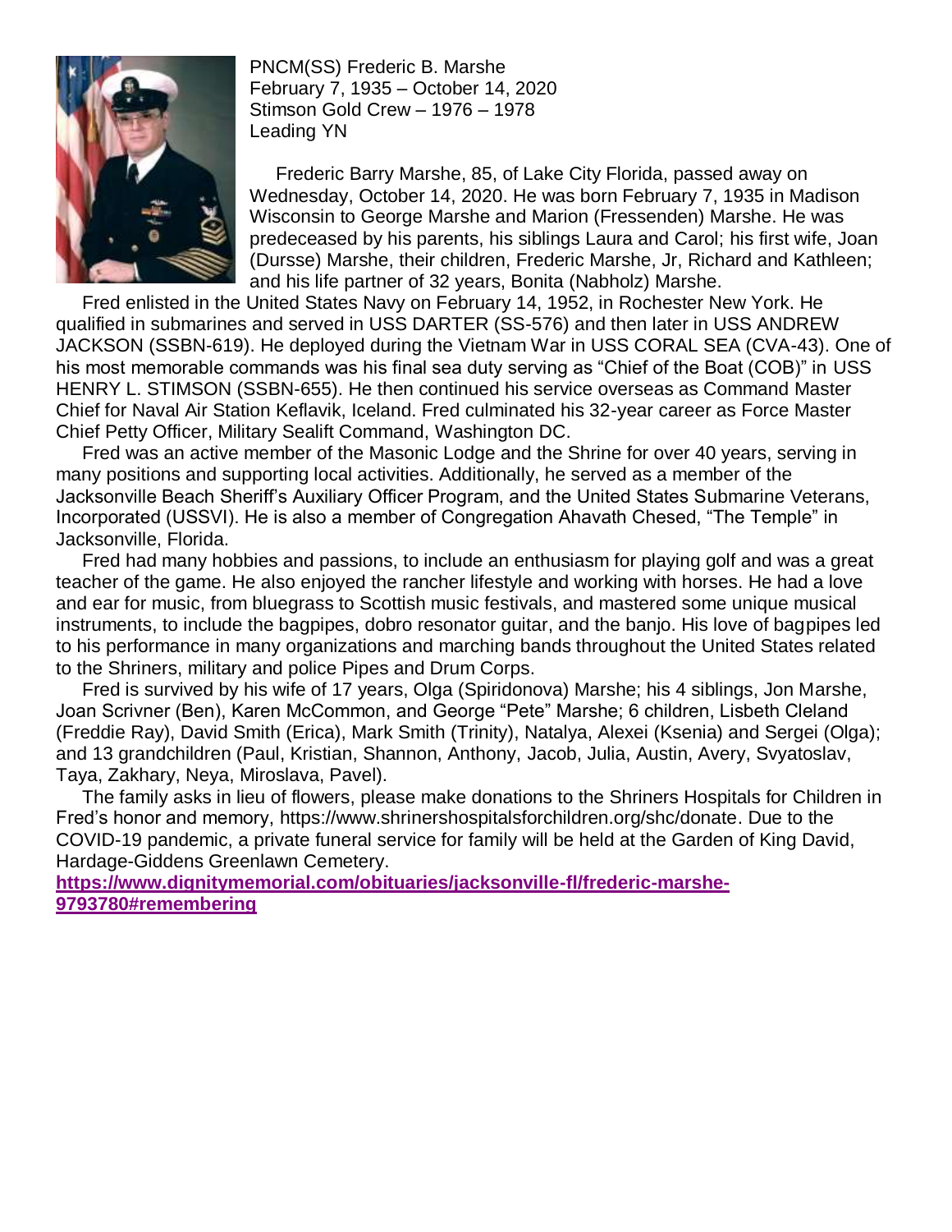PNCM(SS) Frederic B. Marshe
February 7, 1935 – October 14, 2020
Stimson Gold Crew – 1976 – 1978
Leading YN

Frederic Barry Marshe, 85, of Lake City Florida, passed away on Wednesday, October 14, 2020. He was born February 7, 1935 in Madison Wisconsin to George Marshe and Marion (Fressenden) Marshe. He was predeceased by his parents, his siblings Laura and Carol; his first wife, Joan (Dursse) Marshe, their children, Frederic Marshe, Jr, Richard and Kathleen; and his life partner of 32 years, Bonita (Nabholz) Marshe.

Fred enlisted in the United States Navy on February 14, 1952, in Rochester New York. He qualified in submarines and served in USS DARTER (SS-576) and then later in USS ANDREW JACKSON (SSBN-619). He deployed during the Vietnam War in USS CORAL SEA (CVA-43). One of his most memorable commands was his final sea duty serving as "Chief of the Boat (COB)" in USS HENRY L. STIMSON (SSBN-655). He then continued his service overseas as Command Master Chief for Naval Air Station Keflavik, Iceland. Fred culminated his 32-year career as Force Master Chief Petty Officer, Military Sealift Command, Washington DC.

Fred was an active member of the Masonic Lodge and the Shrine for over 40 years, serving in many positions and supporting local activities. Additionally, he served as a member of the Jacksonville Beach Sheriff's Auxiliary Officer Program, and the United States Submarine Veterans, Incorporated (USSVI). He is also a member of Congregation Ahavath Chesed, "The Temple" in Jacksonville, Florida.

Fred had many hobbies and passions, to include an enthusiasm for playing golf and was a great teacher of the game. He also enjoyed the rancher lifestyle and working with horses. He had a love and ear for music, from bluegrass to Scottish music festivals, and mastered some unique musical instruments, to include the bagpipes, dobro resonator guitar, and the banjo. His love of bagpipes led to his performance in many organizations and marching bands throughout the United States related to the Shriners, military and police Pipes and Drum Corps.

Fred is survived by his wife of 17 years, Olga (Spiridonova) Marshe; his 4 siblings, Jon Marshe, Joan Scrivner (Ben), Karen McCommon, and George "Pete" Marshe; 6 children, Lisbeth Cleland (Freddie Ray), David Smith (Erica), Mark Smith (Trinity), Natalya, Alexei (Ksenia) and Sergei (Olga); and 13 grandchildren (Paul, Kristian, Shannon, Anthony, Jacob, Julia, Austin, Avery, Svyatoslav, Taya, Zakhary, Neya, Miroslava, Pavel).

The family asks in lieu of flowers, please make donations to the Shriners Hospitals for Children in Fred's honor and memory, https://www.shrinershospitalsforchildren.org/shc/donate. Due to the COVID-19 pandemic, a private funeral service for family will be held at the Garden of King David, Hardage-Giddens Greenlawn Cemetery.

**https://www.dignitymemorial.com/obituaries/jacksonville-fl/frederic-marshe-9793780#remembering**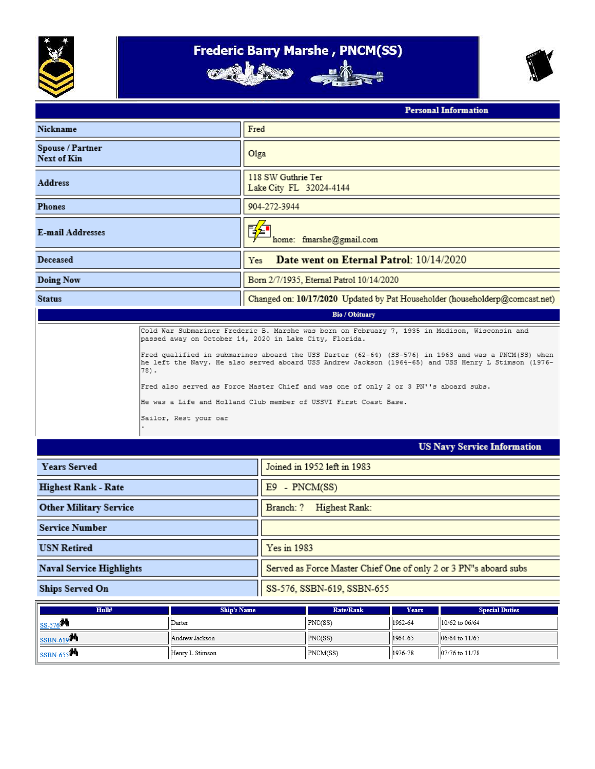# Frederic Barry Marshe , PNCM(SS)

## Personal Information

| | |
|---|---|
| Nickname | Fred |
| Spouse / Partner Next of Kin | Olga |
| Address | 118 SW Guthrie Ter Lake City FL 32024-4144 |
| Phones | 904-272-3944 |
| E-mail Addresses | home: fmarshe@gmail.com |
| Deceased | Yes **Date went on Eternal Patrol**: 10/14/2020 |
| Doing Now | Born 2/7/1935, Eternal Patrol 10/14/2020 |
| Status | Changed on: **10/17/2020** Updated by Pat Householder (householderp@comcast.net) |

## Bio / Obituary

Cold War Submariner Frederic B. Marshe was born on February 7, 1935 in Madison, Wisconsin and passed away on October 14, 2020 in Lake City, Florida.

Fred qualified in submarines aboard the USS Darter (62-64) (SS-576) in 1963 and was a PNCM(SS) when he left the Navy. He also served aboard USS Andrew Jackson (1964-65) and USS Henry L Stimson (1976-78).

Fred also served as Force Master Chief and was one of only 2 or 3 PN''s aboard subs.

He was a Life and Holland Club member of USSVI First Coast Base.

Sailor, Rest your oar

.

## US Navy Service Information

| | |
|---|---|
| Years Served | Joined in 1952 left in 1983 |
| Highest Rank - Rate | E9 - PNCM(SS) |
| Other Military Service | Branch: ? Highest Rank: |
| Service Number | |
| USN Retired | Yes in 1983 |
| Naval Service Highlights | Served as Force Master Chief One of only 2 or 3 PN"s aboard subs |
| Ships Served On | SS-576, SSBN-619, SSBN-655 |

| Hull# | Ship's Name | Rate/Rank | Years | Special Duties |
|---|---|---|---|---|
| SS-576 | Darter | PNC(SS) | 1962-64 | 10/62 to 06/64 |
| SSBN-619 | Andrew Jackson | PNC(SS) | 1964-65 | 06/64 to 11/65 |
| SSBN-655 | Henry L Stimson | PNCM(SS) | 1976-78 | 07/76 to 11/78 |